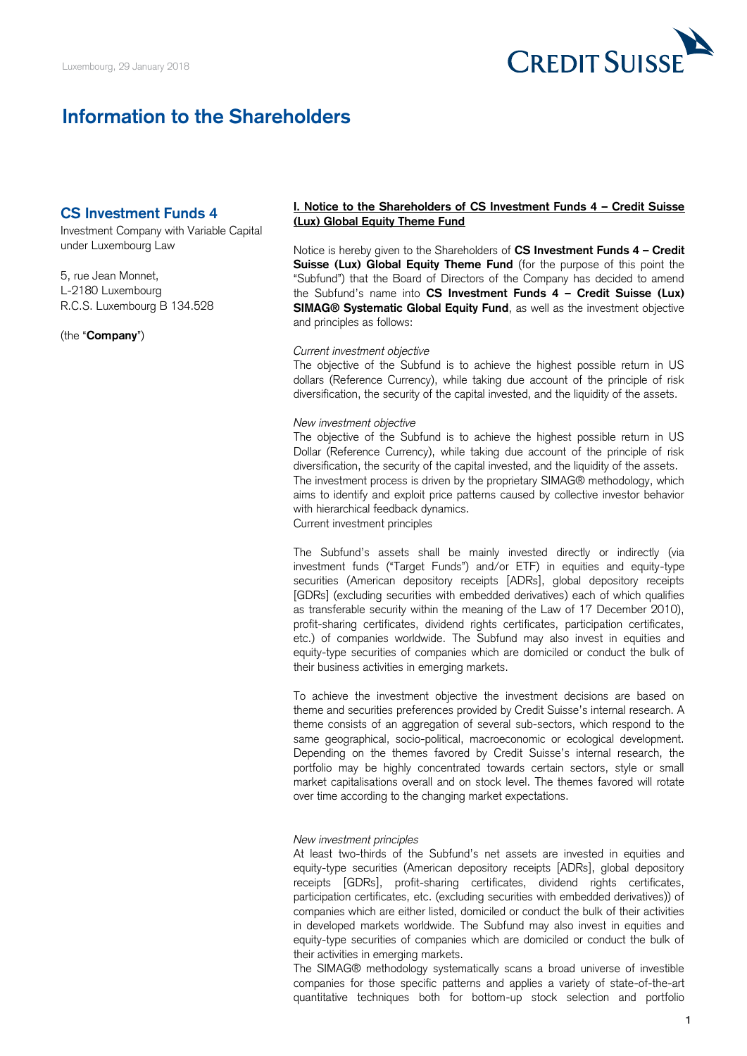Luxembourg, 29 January 2018

# Information to the Shareholders

## CS Investment Funds 4

Investment Company with Variable Capital under Luxembourg Law

5, rue Jean Monnet,
L-2180 Luxembourg
R.C.S. Luxembourg B 134.528

(the "**Company**")

### I. Notice to the Shareholders of CS Investment Funds 4 – Credit Suisse (Lux) Global Equity Theme Fund

Notice is hereby given to the Shareholders of **CS Investment Funds 4 – Credit Suisse (Lux) Global Equity Theme Fund** (for the purpose of this point the "Subfund") that the Board of Directors of the Company has decided to amend the Subfund's name into **CS Investment Funds 4 – Credit Suisse (Lux) SIMAG® Systematic Global Equity Fund**, as well as the investment objective and principles as follows:

*Current investment objective*

The objective of the Subfund is to achieve the highest possible return in US dollars (Reference Currency), while taking due account of the principle of risk diversification, the security of the capital invested, and the liquidity of the assets.

*New investment objective*

The objective of the Subfund is to achieve the highest possible return in US Dollar (Reference Currency), while taking due account of the principle of risk diversification, the security of the capital invested, and the liquidity of the assets. The investment process is driven by the proprietary SIMAG® methodology, which aims to identify and exploit price patterns caused by collective investor behavior with hierarchical feedback dynamics.

Current investment principles

The Subfund's assets shall be mainly invested directly or indirectly (via investment funds ("Target Funds") and/or ETF) in equities and equity-type securities (American depository receipts [ADRs], global depository receipts [GDRs] (excluding securities with embedded derivatives) each of which qualifies as transferable security within the meaning of the Law of 17 December 2010), profit-sharing certificates, dividend rights certificates, participation certificates, etc.) of companies worldwide. The Subfund may also invest in equities and equity-type securities of companies which are domiciled or conduct the bulk of their business activities in emerging markets.

To achieve the investment objective the investment decisions are based on theme and securities preferences provided by Credit Suisse's internal research. A theme consists of an aggregation of several sub-sectors, which respond to the same geographical, socio-political, macroeconomic or ecological development. Depending on the themes favored by Credit Suisse's internal research, the portfolio may be highly concentrated towards certain sectors, style or small market capitalisations overall and on stock level. The themes favored will rotate over time according to the changing market expectations.

*New investment principles*

At least two-thirds of the Subfund's net assets are invested in equities and equity-type securities (American depository receipts [ADRs], global depository receipts [GDRs], profit-sharing certificates, dividend rights certificates, participation certificates, etc. (excluding securities with embedded derivatives)) of companies which are either listed, domiciled or conduct the bulk of their activities in developed markets worldwide. The Subfund may also invest in equities and equity-type securities of companies which are domiciled or conduct the bulk of their activities in emerging markets.

The SIMAG® methodology systematically scans a broad universe of investible companies for those specific patterns and applies a variety of state-of-the-art quantitative techniques both for bottom-up stock selection and portfolio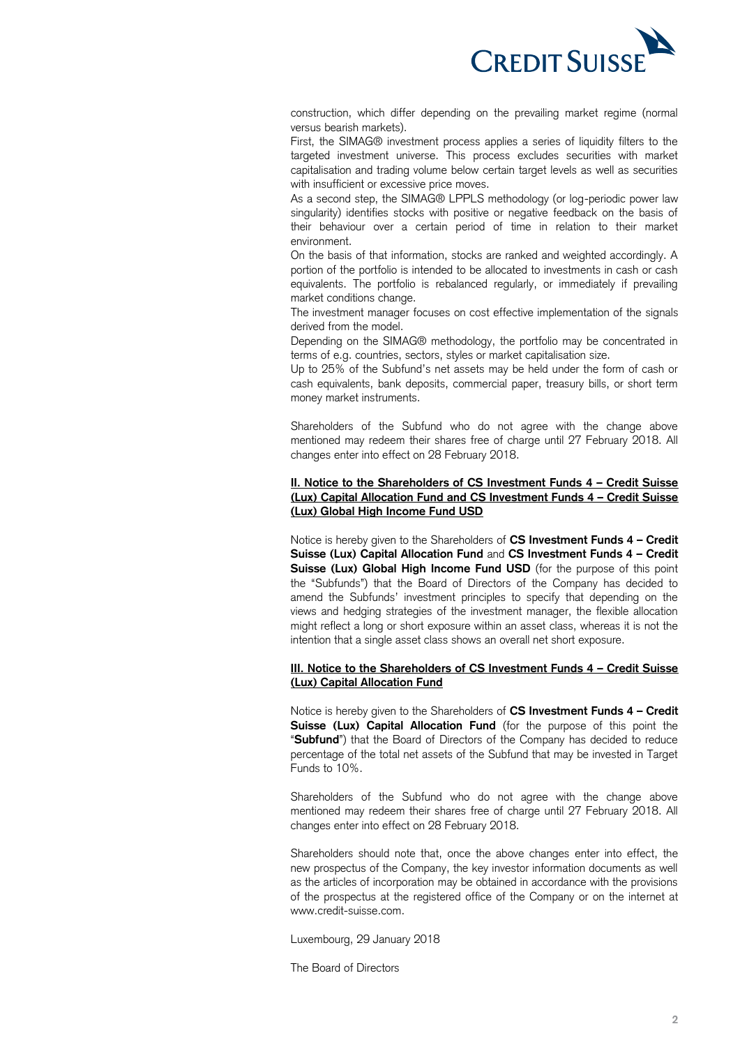construction, which differ depending on the prevailing market regime (normal versus bearish markets).

First, the SIMAG® investment process applies a series of liquidity filters to the targeted investment universe. This process excludes securities with market capitalisation and trading volume below certain target levels as well as securities with insufficient or excessive price moves.

As a second step, the SIMAG® LPPLS methodology (or log-periodic power law singularity) identifies stocks with positive or negative feedback on the basis of their behaviour over a certain period of time in relation to their market environment.

On the basis of that information, stocks are ranked and weighted accordingly. A portion of the portfolio is intended to be allocated to investments in cash or cash equivalents. The portfolio is rebalanced regularly, or immediately if prevailing market conditions change.

The investment manager focuses on cost effective implementation of the signals derived from the model.

Depending on the SIMAG® methodology, the portfolio may be concentrated in terms of e.g. countries, sectors, styles or market capitalisation size.

Up to 25% of the Subfund's net assets may be held under the form of cash or cash equivalents, bank deposits, commercial paper, treasury bills, or short term money market instruments.

Shareholders of the Subfund who do not agree with the change above mentioned may redeem their shares free of charge until 27 February 2018. All changes enter into effect on 28 February 2018.

**II. Notice to the Shareholders of CS Investment Funds 4 – Credit Suisse (Lux) Capital Allocation Fund and CS Investment Funds 4 – Credit Suisse (Lux) Global High Income Fund USD**

Notice is hereby given to the Shareholders of **CS Investment Funds 4 – Credit Suisse (Lux) Capital Allocation Fund** and **CS Investment Funds 4 – Credit Suisse (Lux) Global High Income Fund USD** (for the purpose of this point the "Subfunds") that the Board of Directors of the Company has decided to amend the Subfunds' investment principles to specify that depending on the views and hedging strategies of the investment manager, the flexible allocation might reflect a long or short exposure within an asset class, whereas it is not the intention that a single asset class shows an overall net short exposure.

**III. Notice to the Shareholders of CS Investment Funds 4 – Credit Suisse (Lux) Capital Allocation Fund**

Notice is hereby given to the Shareholders of **CS Investment Funds 4 – Credit Suisse (Lux) Capital Allocation Fund** (for the purpose of this point the "**Subfund**") that the Board of Directors of the Company has decided to reduce percentage of the total net assets of the Subfund that may be invested in Target Funds to 10%.

Shareholders of the Subfund who do not agree with the change above mentioned may redeem their shares free of charge until 27 February 2018. All changes enter into effect on 28 February 2018.

Shareholders should note that, once the above changes enter into effect, the new prospectus of the Company, the key investor information documents as well as the articles of incorporation may be obtained in accordance with the provisions of the prospectus at the registered office of the Company or on the internet at www.credit-suisse.com.

Luxembourg, 29 January 2018

The Board of Directors